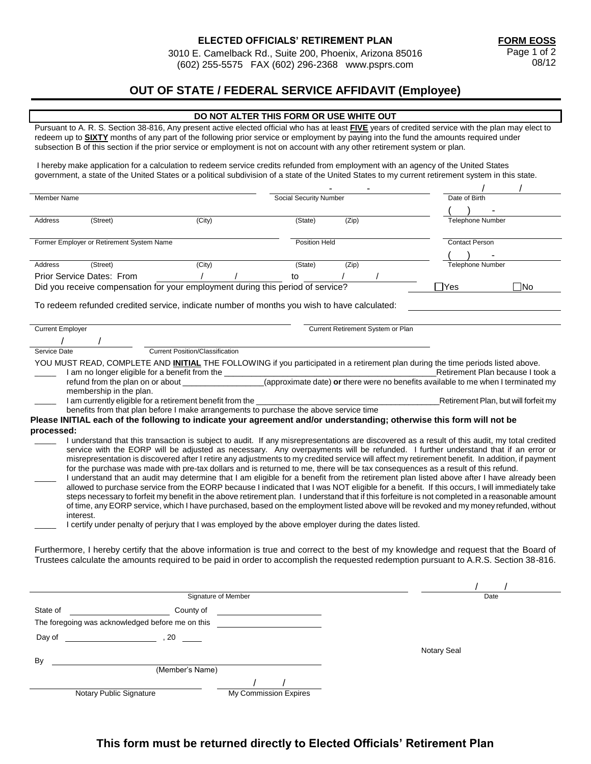**ELECTED OFFICIALS' RETIREMENT PLAN**

3010 E. Camelback Rd., Suite 200, Phoenix, Arizona 85016
(602) 255-5575 FAX (602) 296-2368 www.psprs.com

**FORM EOSS**
08/12

## OUT OF STATE / FEDERAL SERVICE AFFIDAVIT (Employee)

**DO NOT ALTER THIS FORM OR USE WHITE OUT**

Pursuant to A. R. S. Section 38-816, Any present active elected official who has at least **FIVE** years of credited service with the plan may elect to redeem up to **SIXTY** months of any part of the following prior service or employment by paying into the fund the amounts required under subsection B of this section if the prior service or employment is not on account with any other retirement system or plan.

I hereby make application for a calculation to redeem service credits refunded from employment with an agency of the United States government, a state of the United States or a political subdivision of a state of the United States to my current retirement system in this state.

| | | |
|---|---|---|
| Member Name | Social Security Number: \_\_\_ - \_\_\_ - \_\_\_ | Date of Birth: \_\_\_ / \_\_\_ / \_\_\_ |
| Address (Street) (City) | (State) (Zip) | Telephone Number: ( ) - |
| Former Employer or Retirement System Name | Position Held | Contact Person |
| Address (Street) (City) | (State) (Zip) | Telephone Number: ( ) - |

Prior Service Dates: From \_\_\_ / \_\_\_ / \_\_\_ to \_\_\_ / \_\_\_ / \_\_\_

Did you receive compensation for your employment during this period of service? ☐ Yes ☐ No

To redeem refunded credited service, indicate number of months you wish to have calculated: \_\_\_\_\_\_\_\_\_\_

| | |
|---|---|
| Current Employer | Current Retirement System or Plan |
| Service Date: \_\_\_ / \_\_\_ / \_\_\_ | Current Position/Classification |

YOU MUST READ, COMPLETE AND **INITIAL** THE FOLLOWING if you participated in a retirement plan during the time periods listed above.

\_\_\_\_\_ I am no longer eligible for a benefit from the \_\_\_\_\_\_\_\_\_\_\_\_\_\_\_\_\_\_\_\_ Retirement Plan because I took a refund from the plan on or about \_\_\_\_\_\_\_\_\_\_ (approximate date) **or** there were no benefits available to me when I terminated my membership in the plan.

\_\_\_\_\_ I am currently eligible for a retirement benefit from the \_\_\_\_\_\_\_\_\_\_\_\_\_\_\_\_\_\_\_\_ Retirement Plan, but will forfeit my benefits from that plan before I make arrangements to purchase the above service time

**Please INITIAL each of the following to indicate your agreement and/or understanding; otherwise this form will not be processed:**

\_\_\_\_\_ I understand that this transaction is subject to audit. If any misrepresentations are discovered as a result of this audit, my total credited service with the EORP will be adjusted as necessary. Any overpayments will be refunded. I further understand that if an error or misrepresentation is discovered after I retire any adjustments to my credited service will affect my retirement benefit. In addition, if payment for the purchase was made with pre-tax dollars and is returned to me, there will be tax consequences as a result of this refund.

\_\_\_\_\_ I understand that an audit may determine that I am eligible for a benefit from the retirement plan listed above after I have already been allowed to purchase service from the EORP because I indicated that I was NOT eligible for a benefit. If this occurs, I will immediately take steps necessary to forfeit my benefit in the above retirement plan. I understand that if this forfeiture is not completed in a reasonable amount of time, any EORP service, which I have purchased, based on the employment listed above will be revoked and my money refunded, without interest.

\_\_\_\_\_ I certify under penalty of perjury that I was employed by the above employer during the dates listed.

Furthermore, I hereby certify that the above information is true and correct to the best of my knowledge and request that the Board of Trustees calculate the amounts required to be paid in order to accomplish the requested redemption pursuant to A.R.S. Section 38-816.

\_\_\_\_\_\_\_\_\_\_\_\_\_\_\_\_\_\_\_\_ Signature of Member  \_\_\_ / \_\_\_ / \_\_\_ Date

State of \_\_\_\_\_\_\_\_\_\_ County of \_\_\_\_\_\_\_\_\_\_

The foregoing was acknowledged before me on this \_\_\_\_\_\_\_\_\_\_

Day of \_\_\_\_\_\_\_\_\_\_ , 20 \_\_\_\_

By \_\_\_\_\_\_\_\_\_\_\_\_\_\_\_\_\_\_\_\_ (Member's Name)

Notary Seal

\_\_\_\_\_\_\_\_\_\_\_\_\_\_\_\_\_\_\_\_ Notary Public Signature  \_\_\_ / \_\_\_ / \_\_\_ My Commission Expires

**This form must be returned directly to Elected Officials' Retirement Plan**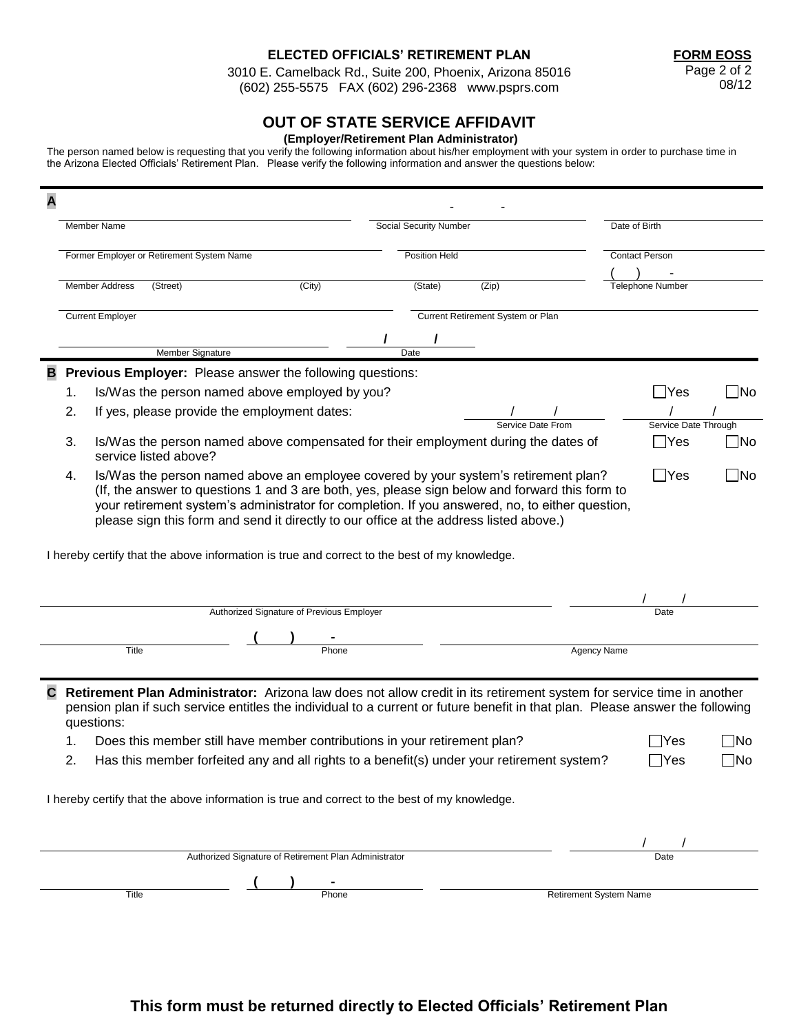**ELECTED OFFICIALS' RETIREMENT PLAN**

3010 E. Camelback Rd., Suite 200, Phoenix, Arizona 85016
(602) 255-5575 FAX (602) 296-2368 www.psprs.com

**FORM EOSS**
Page 2 of 2
08/12

# OUT OF STATE SERVICE AFFIDAVIT

**(Employer/Retirement Plan Administrator)**

The person named below is requesting that you verify the following information about his/her employment with your system in order to purchase time in the Arizona Elected Officials' Retirement Plan. Please verify the following information and answer the questions below:

**A**

| | | |
|---|---|---|
| Member Name | Social Security Number - - | Date of Birth |
| Former Employer or Retirement System Name | Position Held | Contact Person |
| Member Address (Street) (City) | (State) (Zip) | Telephone Number ( ) - |
| Current Employer | Current Retirement System or Plan | |
| Member Signature | Date / / | |

**B Previous Employer:** Please answer the following questions:

1. Is/Was the person named above employed by you? ☐Yes ☐No
2. If yes, please provide the employment dates: / / Service Date From / / Service Date Through
3. Is/Was the person named above compensated for their employment during the dates of service listed above? ☐Yes ☐No
4. Is/Was the person named above an employee covered by your system's retirement plan? (If, the answer to questions 1 and 3 are both, yes, please sign below and forward this form to your retirement system's administrator for completion. If you answered, no, to either question, please sign this form and send it directly to our office at the address listed above.) ☐Yes ☐No

I hereby certify that the above information is true and correct to the best of my knowledge.

Authorized Signature of Previous Employer ____________________ Date / /

Title ____________ Phone ( ) - ____________ Agency Name ____________

**C Retirement Plan Administrator:** Arizona law does not allow credit in its retirement system for service time in another pension plan if such service entitles the individual to a current or future benefit in that plan. Please answer the following questions:

1. Does this member still have member contributions in your retirement plan? ☐Yes ☐No
2. Has this member forfeited any and all rights to a benefit(s) under your retirement system? ☐Yes ☐No

I hereby certify that the above information is true and correct to the best of my knowledge.

Authorized Signature of Retirement Plan Administrator ____________________ Date / /

Title ____________ Phone ( ) - ____________ Retirement System Name ____________

**This form must be returned directly to Elected Officials' Retirement Plan**